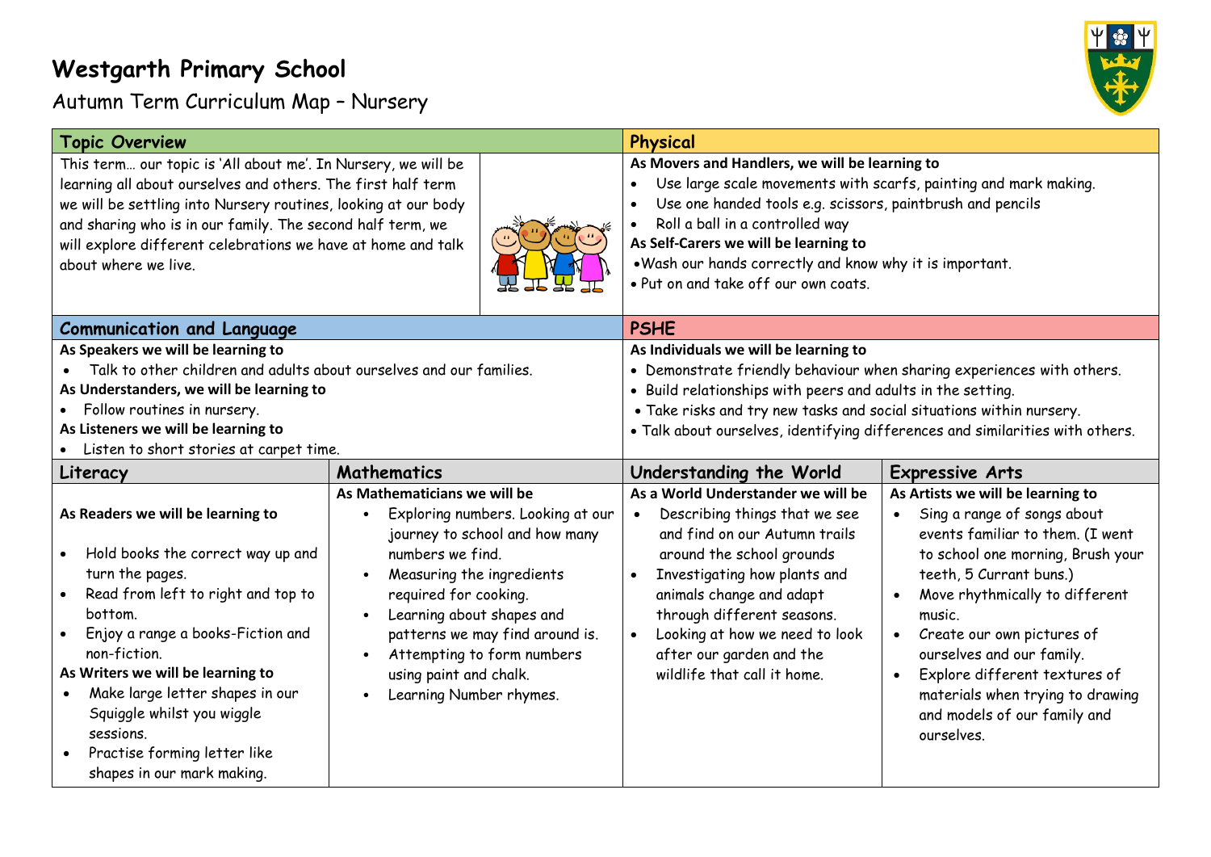# Westgarth Primary School

## Autumn Term Curriculum Map – Nursery

## Topic Overview

This term… our topic is 'All about me'. In Nursery, we will be learning all about ourselves and others. The first half term we will be settling into Nursery routines, looking at our body and sharing who is in our family. The second half term, we will explore different celebrations we have at home and talk about where we live.

## Physical

**As Movers and Handlers, we will be learning to**

- Use large scale movements with scarfs, painting and mark making.
- Use one handed tools e.g. scissors, paintbrush and pencils
- Roll a ball in a controlled way

**As Self-Carers we will be learning to**

- Wash our hands correctly and know why it is important.
- Put on and take off our own coats.

## Communication and Language

**As Speakers we will be learning to**

- Talk to other children and adults about ourselves and our families.

**As Understanders, we will be learning to**

- Follow routines in nursery.

**As Listeners we will be learning to**

- Listen to short stories at carpet time.

## PSHE

**As Individuals we will be learning to**

- Demonstrate friendly behaviour when sharing experiences with others.
- Build relationships with peers and adults in the setting.
- Take risks and try new tasks and social situations within nursery.
- Talk about ourselves, identifying differences and similarities with others.

## Literacy

**As Readers we will be learning to**

- Hold books the correct way up and turn the pages.
- Read from left to right and top to bottom.
- Enjoy a range a books-Fiction and non-fiction.

**As Writers we will be learning to**

- Make large letter shapes in our Squiggle whilst you wiggle sessions.
- Practise forming letter like shapes in our mark making.

## Mathematics

**As Mathematicians we will be**

- Exploring numbers. Looking at our journey to school and how many numbers we find.
- Measuring the ingredients required for cooking.
- Learning about shapes and patterns we may find around is.
- Attempting to form numbers using paint and chalk.
- Learning Number rhymes.

## Understanding the World

**As a World Understander we will be**

- Describing things that we see and find on our Autumn trails around the school grounds
- Investigating how plants and animals change and adapt through different seasons.
- Looking at how we need to look after our garden and the wildlife that call it home.

## Expressive Arts

**As Artists we will be learning to**

- Sing a range of songs about events familiar to them. (I went to school one morning, Brush your teeth, 5 Currant buns.)
- Move rhythmically to different music.
- Create our own pictures of ourselves and our family.
- Explore different textures of materials when trying to drawing and models of our family and ourselves.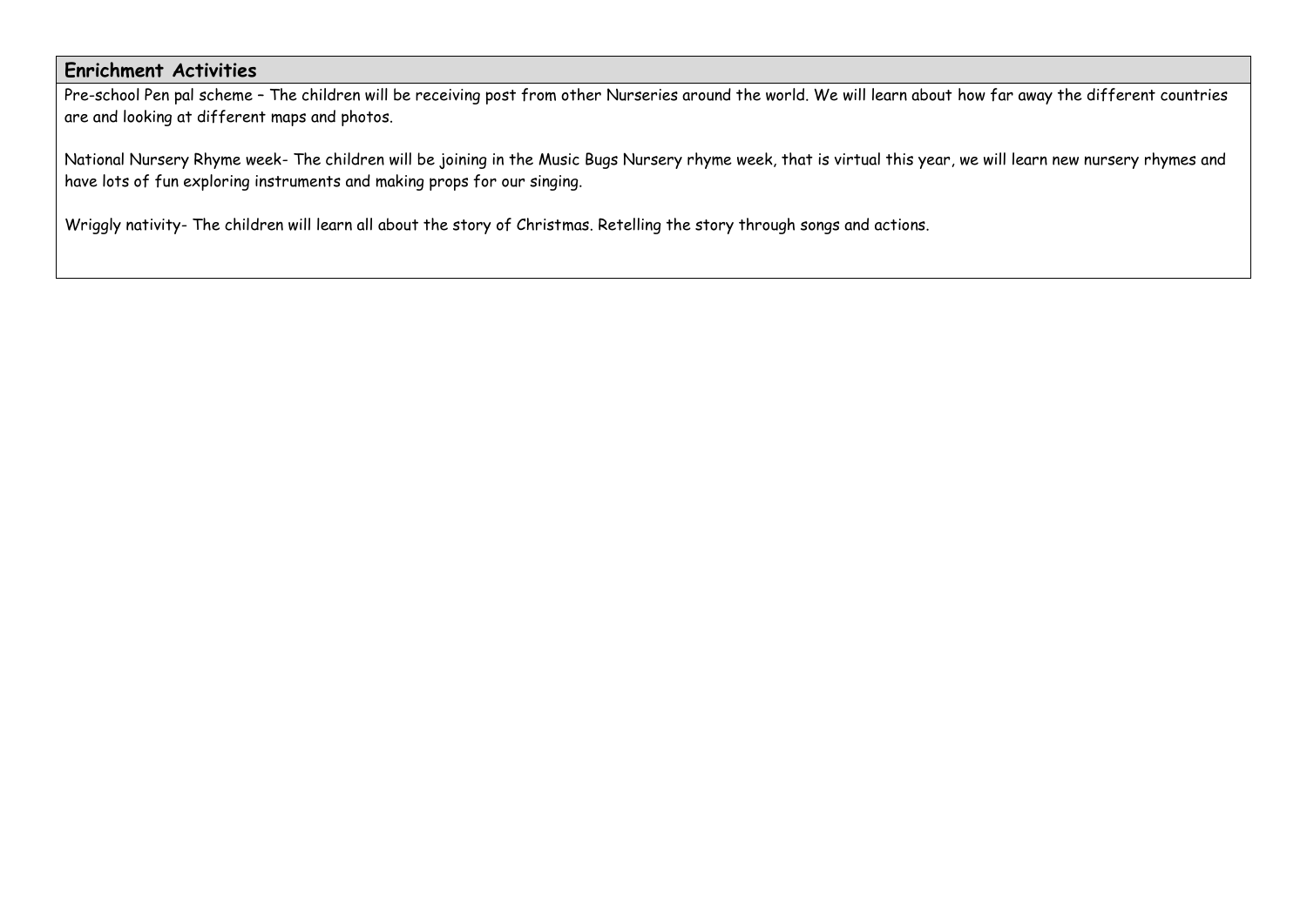## Enrichment Activities

Pre-school Pen pal scheme – The children will be receiving post from other Nurseries around the world. We will learn about how far away the different countries are and looking at different maps and photos.

National Nursery Rhyme week- The children will be joining in the Music Bugs Nursery rhyme week, that is virtual this year, we will learn new nursery rhymes and have lots of fun exploring instruments and making props for our singing.

Wriggly nativity- The children will learn all about the story of Christmas. Retelling the story through songs and actions.